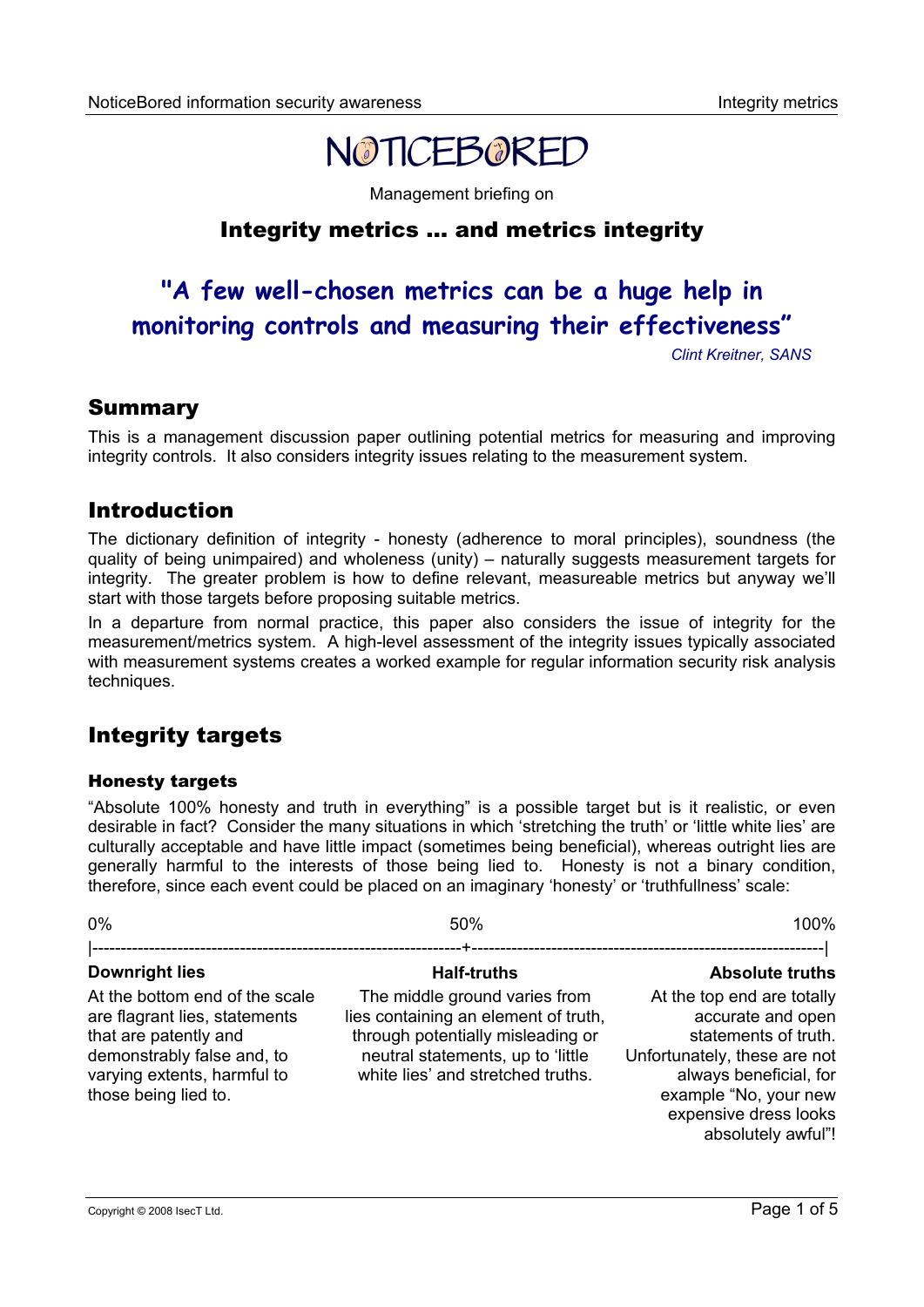# NOTICEBORED

Management briefing on

## Integrity metrics … and metrics integrity

**"A few well-chosen metrics can be a huge help in monitoring controls and measuring their effectiveness"**

*Clint Kreitner, SANS*

## Summary

This is a management discussion paper outlining potential metrics for measuring and improving integrity controls. It also considers integrity issues relating to the measurement system.

## Introduction

The dictionary definition of integrity - honesty (adherence to moral principles), soundness (the quality of being unimpaired) and wholeness (unity) – naturally suggests measurement targets for integrity. The greater problem is how to define relevant, measureable metrics but anyway we'll start with those targets before proposing suitable metrics.

In a departure from normal practice, this paper also considers the issue of integrity for the measurement/metrics system. A high-level assessment of the integrity issues typically associated with measurement systems creates a worked example for regular information security risk analysis techniques.

## Integrity targets

### Honesty targets

"Absolute 100% honesty and truth in everything" is a possible target but is it realistic, or even desirable in fact? Consider the many situations in which 'stretching the truth' or 'little white lies' are culturally acceptable and have little impact (sometimes being beneficial), whereas outright lies are generally harmful to the interests of those being lied to. Honesty is not a binary condition, therefore, since each event could be placed on an imaginary 'honesty' or 'truthfullness' scale:

| 0% | 50% | 100% |
|---|---|---|
| **Downright lies** | **Half-truths** | **Absolute truths** |
| At the bottom end of the scale are flagrant lies, statements that are patently and demonstrably false and, to varying extents, harmful to those being lied to. | The middle ground varies from lies containing an element of truth, through potentially misleading or neutral statements, up to 'little white lies' and stretched truths. | At the top end are totally accurate and open statements of truth. Unfortunately, these are not always beneficial, for example "No, your new expensive dress looks absolutely awful"! |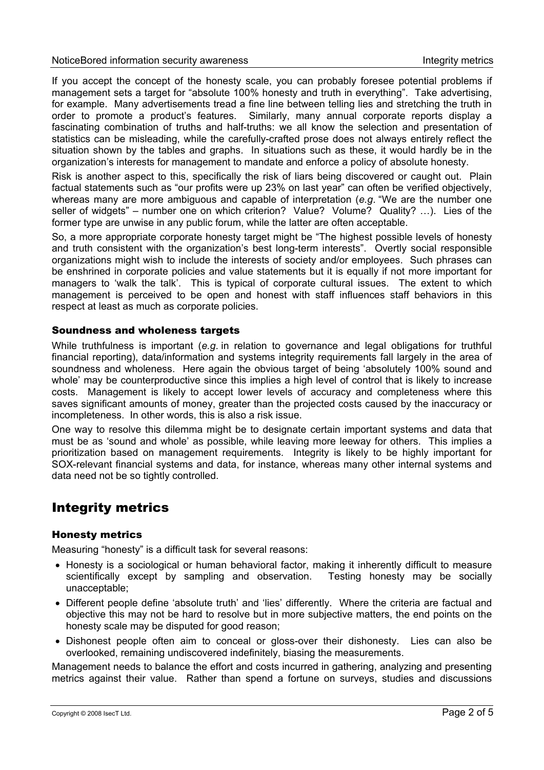If you accept the concept of the honesty scale, you can probably foresee potential problems if management sets a target for "absolute 100% honesty and truth in everything". Take advertising, for example. Many advertisements tread a fine line between telling lies and stretching the truth in order to promote a product's features. Similarly, many annual corporate reports display a fascinating combination of truths and half-truths: we all know the selection and presentation of statistics can be misleading, while the carefully-crafted prose does not always entirely reflect the situation shown by the tables and graphs. In situations such as these, it would hardly be in the organization's interests for management to mandate and enforce a policy of absolute honesty.

Risk is another aspect to this, specifically the risk of liars being discovered or caught out. Plain factual statements such as "our profits were up 23% on last year" can often be verified objectively, whereas many are more ambiguous and capable of interpretation (*e.g.* "We are the number one seller of widgets" – number one on which criterion? Value? Volume? Quality? …). Lies of the former type are unwise in any public forum, while the latter are often acceptable.

So, a more appropriate corporate honesty target might be "The highest possible levels of honesty and truth consistent with the organization's best long-term interests". Overtly social responsible organizations might wish to include the interests of society and/or employees. Such phrases can be enshrined in corporate policies and value statements but it is equally if not more important for managers to 'walk the talk'. This is typical of corporate cultural issues. The extent to which management is perceived to be open and honest with staff influences staff behaviors in this respect at least as much as corporate policies.

### Soundness and wholeness targets

While truthfulness is important (*e.g.* in relation to governance and legal obligations for truthful financial reporting), data/information and systems integrity requirements fall largely in the area of soundness and wholeness. Here again the obvious target of being 'absolutely 100% sound and whole' may be counterproductive since this implies a high level of control that is likely to increase costs. Management is likely to accept lower levels of accuracy and completeness where this saves significant amounts of money, greater than the projected costs caused by the inaccuracy or incompleteness. In other words, this is also a risk issue.

One way to resolve this dilemma might be to designate certain important systems and data that must be as 'sound and whole' as possible, while leaving more leeway for others. This implies a prioritization based on management requirements. Integrity is likely to be highly important for SOX-relevant financial systems and data, for instance, whereas many other internal systems and data need not be so tightly controlled.

## Integrity metrics

### Honesty metrics

Measuring "honesty" is a difficult task for several reasons:

- Honesty is a sociological or human behavioral factor, making it inherently difficult to measure scientifically except by sampling and observation. Testing honesty may be socially unacceptable;
- Different people define 'absolute truth' and 'lies' differently. Where the criteria are factual and objective this may not be hard to resolve but in more subjective matters, the end points on the honesty scale may be disputed for good reason;
- Dishonest people often aim to conceal or gloss-over their dishonesty. Lies can also be overlooked, remaining undiscovered indefinitely, biasing the measurements.

Management needs to balance the effort and costs incurred in gathering, analyzing and presenting metrics against their value. Rather than spend a fortune on surveys, studies and discussions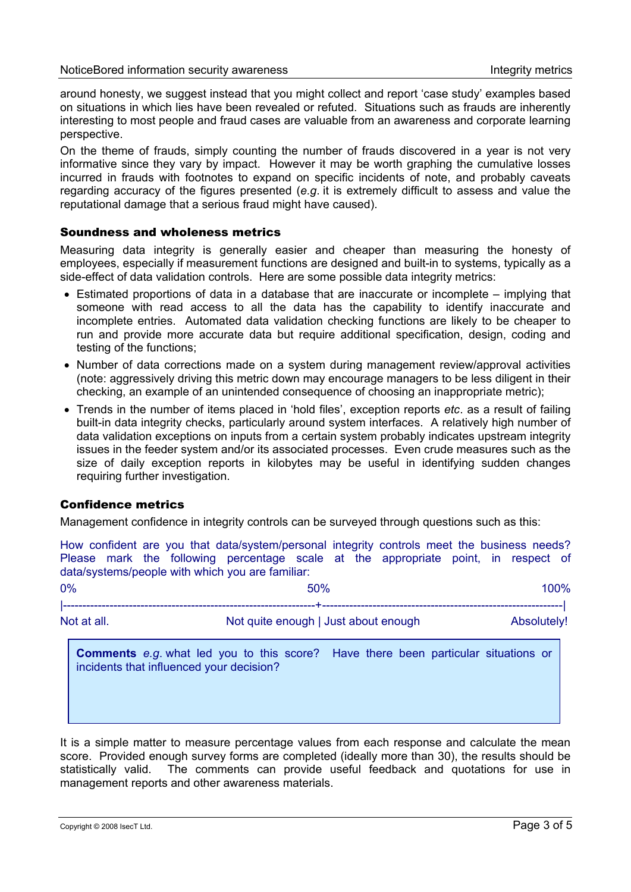around honesty, we suggest instead that you might collect and report 'case study' examples based on situations in which lies have been revealed or refuted. Situations such as frauds are inherently interesting to most people and fraud cases are valuable from an awareness and corporate learning perspective.

On the theme of frauds, simply counting the number of frauds discovered in a year is not very informative since they vary by impact. However it may be worth graphing the cumulative losses incurred in frauds with footnotes to expand on specific incidents of note, and probably caveats regarding accuracy of the figures presented (*e.g*. it is extremely difficult to assess and value the reputational damage that a serious fraud might have caused).

### Soundness and wholeness metrics

Measuring data integrity is generally easier and cheaper than measuring the honesty of employees, especially if measurement functions are designed and built-in to systems, typically as a side-effect of data validation controls. Here are some possible data integrity metrics:

- Estimated proportions of data in a database that are inaccurate or incomplete – implying that someone with read access to all the data has the capability to identify inaccurate and incomplete entries. Automated data validation checking functions are likely to be cheaper to run and provide more accurate data but require additional specification, design, coding and testing of the functions;
- Number of data corrections made on a system during management review/approval activities (note: aggressively driving this metric down may encourage managers to be less diligent in their checking, an example of an unintended consequence of choosing an inappropriate metric);
- Trends in the number of items placed in 'hold files', exception reports *etc*. as a result of failing built-in data integrity checks, particularly around system interfaces. A relatively high number of data validation exceptions on inputs from a certain system probably indicates upstream integrity issues in the feeder system and/or its associated processes. Even crude measures such as the size of daily exception reports in kilobytes may be useful in identifying sudden changes requiring further investigation.

### Confidence metrics

Management confidence in integrity controls can be surveyed through questions such as this:

How confident are you that data/system/personal integrity controls meet the business needs? Please mark the following percentage scale at the appropriate point, in respect of data/systems/people with which you are familiar:

```
0%                                   50%                                  100%
|-------------------------------------+-------------------------------------|
Not at all.           Not quite enough | Just about enough           Absolutely!
```

> **Comments** *e.g.* what led you to this score? Have there been particular situations or incidents that influenced your decision?

It is a simple matter to measure percentage values from each response and calculate the mean score. Provided enough survey forms are completed (ideally more than 30), the results should be statistically valid. The comments can provide useful feedback and quotations for use in management reports and other awareness materials.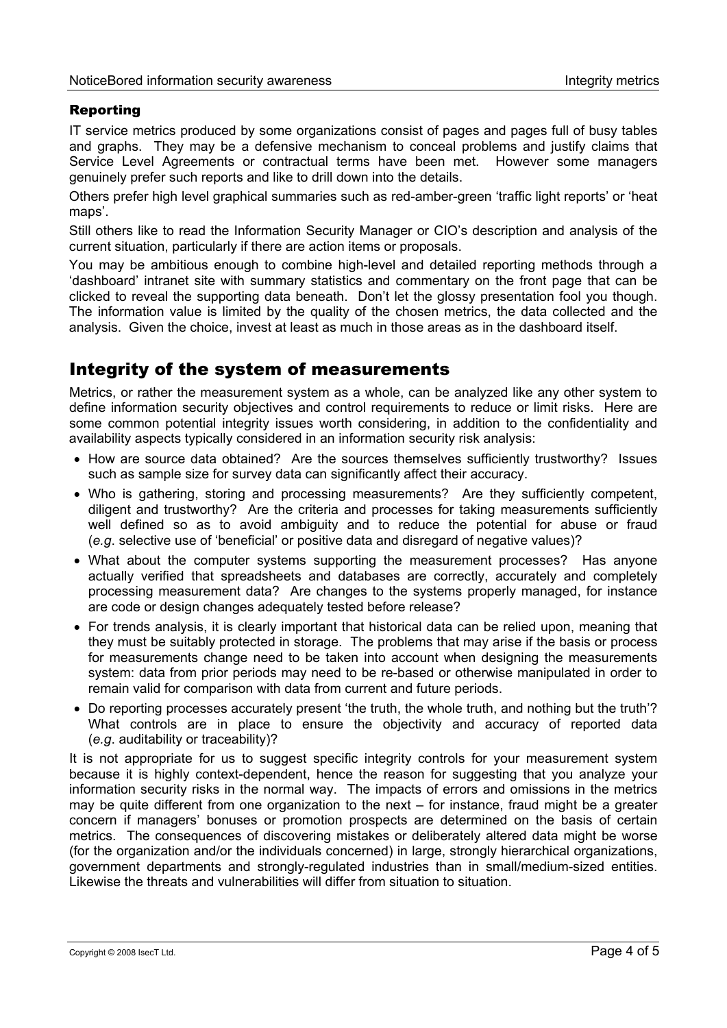### Reporting

IT service metrics produced by some organizations consist of pages and pages full of busy tables and graphs. They may be a defensive mechanism to conceal problems and justify claims that Service Level Agreements or contractual terms have been met. However some managers genuinely prefer such reports and like to drill down into the details.

Others prefer high level graphical summaries such as red-amber-green 'traffic light reports' or 'heat maps'.

Still others like to read the Information Security Manager or CIO's description and analysis of the current situation, particularly if there are action items or proposals.

You may be ambitious enough to combine high-level and detailed reporting methods through a 'dashboard' intranet site with summary statistics and commentary on the front page that can be clicked to reveal the supporting data beneath. Don't let the glossy presentation fool you though. The information value is limited by the quality of the chosen metrics, the data collected and the analysis. Given the choice, invest at least as much in those areas as in the dashboard itself.

## Integrity of the system of measurements

Metrics, or rather the measurement system as a whole, can be analyzed like any other system to define information security objectives and control requirements to reduce or limit risks. Here are some common potential integrity issues worth considering, in addition to the confidentiality and availability aspects typically considered in an information security risk analysis:

- How are source data obtained? Are the sources themselves sufficiently trustworthy? Issues such as sample size for survey data can significantly affect their accuracy.
- Who is gathering, storing and processing measurements? Are they sufficiently competent, diligent and trustworthy? Are the criteria and processes for taking measurements sufficiently well defined so as to avoid ambiguity and to reduce the potential for abuse or fraud (*e.g*. selective use of 'beneficial' or positive data and disregard of negative values)?
- What about the computer systems supporting the measurement processes? Has anyone actually verified that spreadsheets and databases are correctly, accurately and completely processing measurement data? Are changes to the systems properly managed, for instance are code or design changes adequately tested before release?
- For trends analysis, it is clearly important that historical data can be relied upon, meaning that they must be suitably protected in storage. The problems that may arise if the basis or process for measurements change need to be taken into account when designing the measurements system: data from prior periods may need to be re-based or otherwise manipulated in order to remain valid for comparison with data from current and future periods.
- Do reporting processes accurately present 'the truth, the whole truth, and nothing but the truth'? What controls are in place to ensure the objectivity and accuracy of reported data (*e.g*. auditability or traceability)?

It is not appropriate for us to suggest specific integrity controls for your measurement system because it is highly context-dependent, hence the reason for suggesting that you analyze your information security risks in the normal way. The impacts of errors and omissions in the metrics may be quite different from one organization to the next – for instance, fraud might be a greater concern if managers' bonuses or promotion prospects are determined on the basis of certain metrics. The consequences of discovering mistakes or deliberately altered data might be worse (for the organization and/or the individuals concerned) in large, strongly hierarchical organizations, government departments and strongly-regulated industries than in small/medium-sized entities. Likewise the threats and vulnerabilities will differ from situation to situation.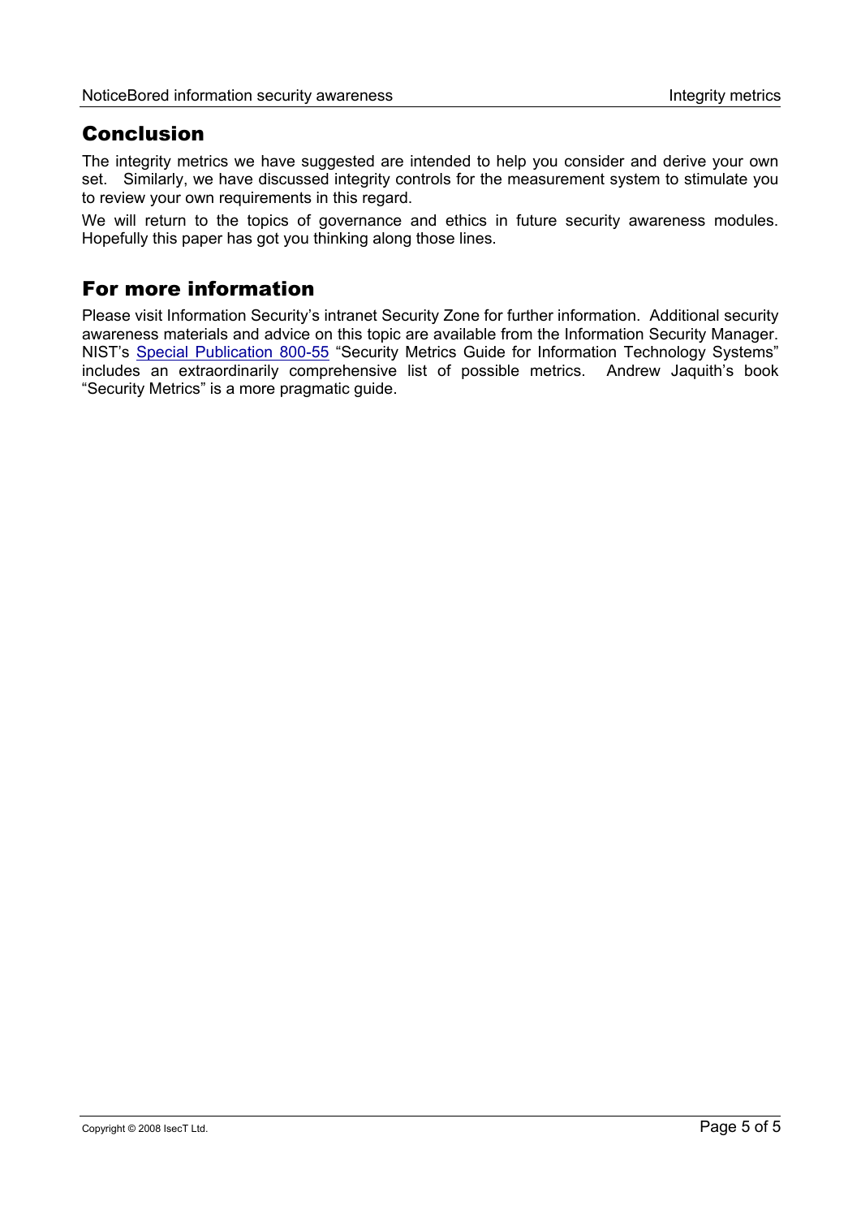## Conclusion

The integrity metrics we have suggested are intended to help you consider and derive your own set. Similarly, we have discussed integrity controls for the measurement system to stimulate you to review your own requirements in this regard.

We will return to the topics of governance and ethics in future security awareness modules. Hopefully this paper has got you thinking along those lines.

## For more information

Please visit Information Security's intranet Security Zone for further information. Additional security awareness materials and advice on this topic are available from the Information Security Manager. NIST's Special Publication 800-55 "Security Metrics Guide for Information Technology Systems" includes an extraordinarily comprehensive list of possible metrics. Andrew Jaquith's book "Security Metrics" is a more pragmatic guide.